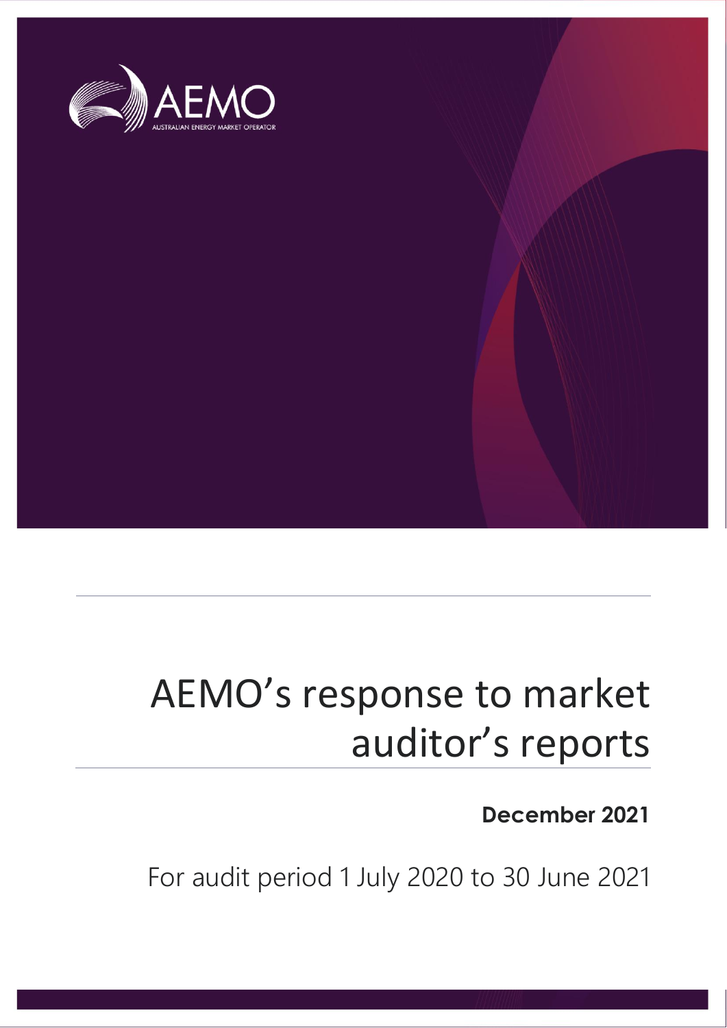# AEMO's response to market auditor's reports

**December 2021**

For audit period 1 July 2020 to 30 June 2021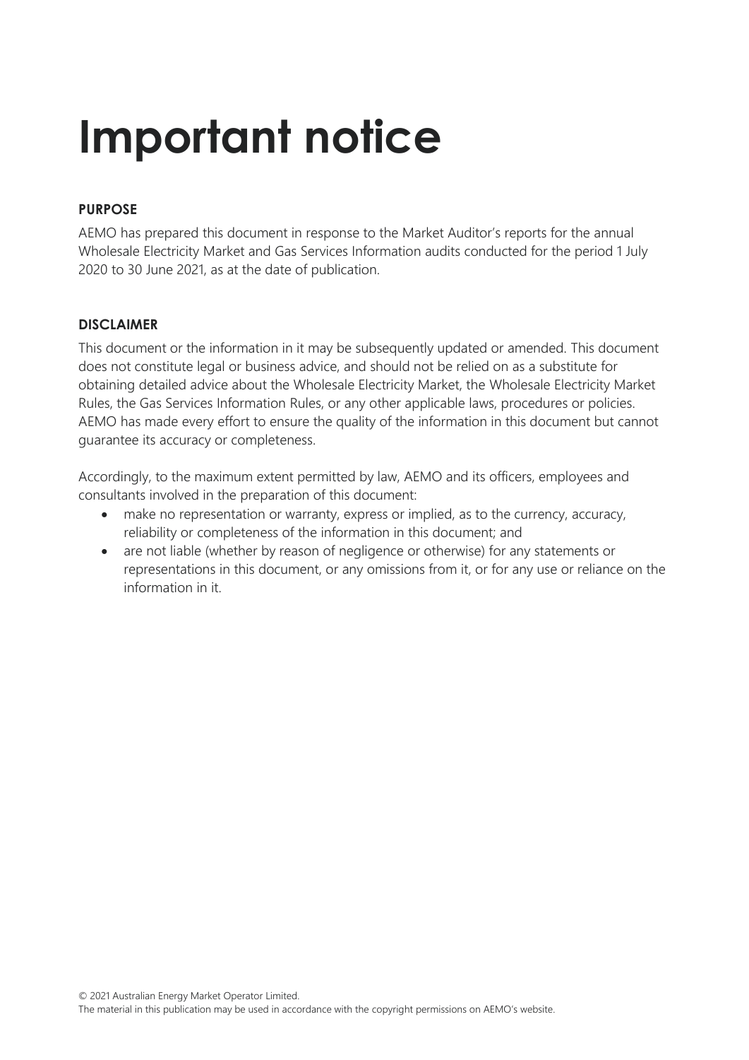# Important notice

**PURPOSE**

AEMO has prepared this document in response to the Market Auditor's reports for the annual Wholesale Electricity Market and Gas Services Information audits conducted for the period 1 July 2020 to 30 June 2021, as at the date of publication.

**DISCLAIMER**

This document or the information in it may be subsequently updated or amended. This document does not constitute legal or business advice, and should not be relied on as a substitute for obtaining detailed advice about the Wholesale Electricity Market, the Wholesale Electricity Market Rules, the Gas Services Information Rules, or any other applicable laws, procedures or policies. AEMO has made every effort to ensure the quality of the information in this document but cannot guarantee its accuracy or completeness.

Accordingly, to the maximum extent permitted by law, AEMO and its officers, employees and consultants involved in the preparation of this document:

- make no representation or warranty, express or implied, as to the currency, accuracy, reliability or completeness of the information in this document; and
- are not liable (whether by reason of negligence or otherwise) for any statements or representations in this document, or any omissions from it, or for any use or reliance on the information in it.

© 2021 Australian Energy Market Operator Limited.
The material in this publication may be used in accordance with the copyright permissions on AEMO's website.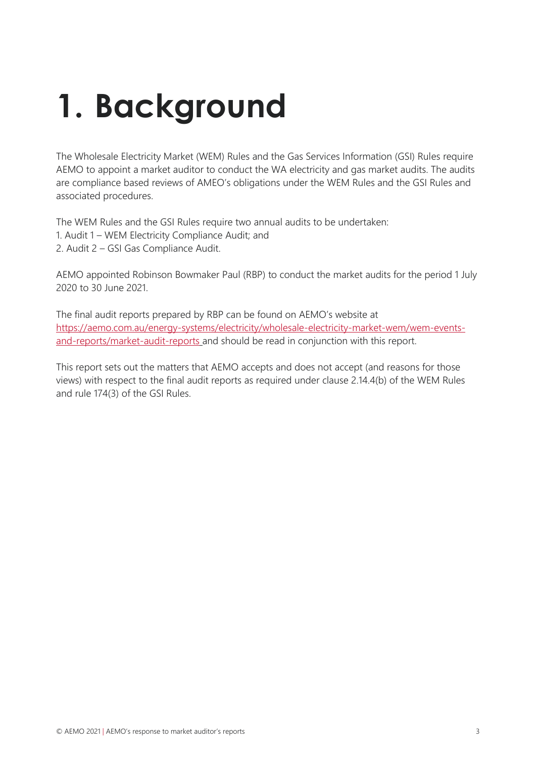# 1. Background

The Wholesale Electricity Market (WEM) Rules and the Gas Services Information (GSI) Rules require AEMO to appoint a market auditor to conduct the WA electricity and gas market audits. The audits are compliance based reviews of AMEO's obligations under the WEM Rules and the GSI Rules and associated procedures.

The WEM Rules and the GSI Rules require two annual audits to be undertaken:

1. Audit 1 – WEM Electricity Compliance Audit; and
2. Audit 2 – GSI Gas Compliance Audit.

AEMO appointed Robinson Bowmaker Paul (RBP) to conduct the market audits for the period 1 July 2020 to 30 June 2021.

The final audit reports prepared by RBP can be found on AEMO's website at [https://aemo.com.au/energy-systems/electricity/wholesale-electricity-market-wem/wem-events-and-reports/market-audit-reports](https://aemo.com.au/energy-systems/electricity/wholesale-electricity-market-wem/wem-events-and-reports/market-audit-reports) and should be read in conjunction with this report.

This report sets out the matters that AEMO accepts and does not accept (and reasons for those views) with respect to the final audit reports as required under clause 2.14.4(b) of the WEM Rules and rule 174(3) of the GSI Rules.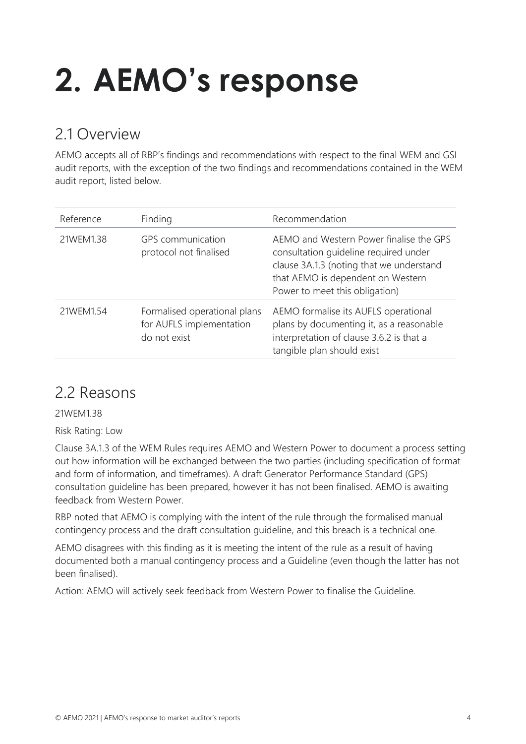# 2. AEMO's response

## 2.1 Overview

AEMO accepts all of RBP's findings and recommendations with respect to the final WEM and GSI audit reports, with the exception of the two findings and recommendations contained in the WEM audit report, listed below.

| Reference | Finding | Recommendation |
|---|---|---|
| 21WEM1.38 | GPS communication protocol not finalised | AEMO and Western Power finalise the GPS consultation guideline required under clause 3A.1.3 (noting that we understand that AEMO is dependent on Western Power to meet this obligation) |
| 21WEM1.54 | Formalised operational plans for AUFLS implementation do not exist | AEMO formalise its AUFLS operational plans by documenting it, as a reasonable interpretation of clause 3.6.2 is that a tangible plan should exist |

## 2.2 Reasons

21WEM1.38

Risk Rating: Low

Clause 3A.1.3 of the WEM Rules requires AEMO and Western Power to document a process setting out how information will be exchanged between the two parties (including specification of format and form of information, and timeframes). A draft Generator Performance Standard (GPS) consultation guideline has been prepared, however it has not been finalised. AEMO is awaiting feedback from Western Power.

RBP noted that AEMO is complying with the intent of the rule through the formalised manual contingency process and the draft consultation guideline, and this breach is a technical one.

AEMO disagrees with this finding as it is meeting the intent of the rule as a result of having documented both a manual contingency process and a Guideline (even though the latter has not been finalised).

Action: AEMO will actively seek feedback from Western Power to finalise the Guideline.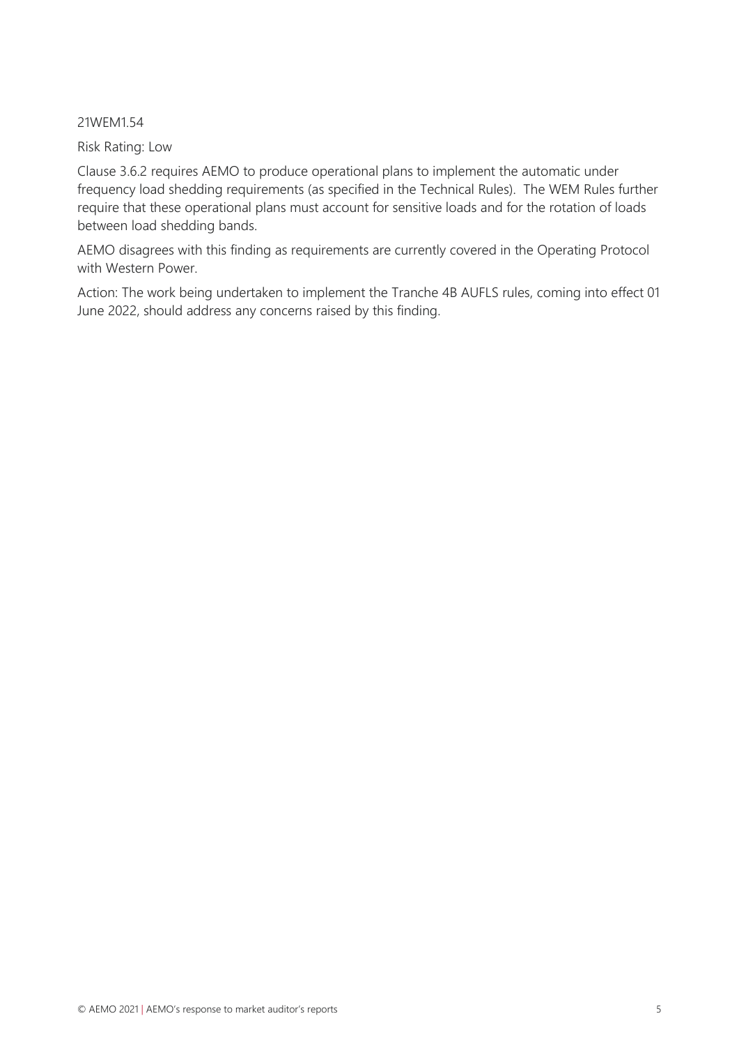21WEM1.54

Risk Rating: Low

Clause 3.6.2 requires AEMO to produce operational plans to implement the automatic under frequency load shedding requirements (as specified in the Technical Rules). The WEM Rules further require that these operational plans must account for sensitive loads and for the rotation of loads between load shedding bands.

AEMO disagrees with this finding as requirements are currently covered in the Operating Protocol with Western Power.

Action: The work being undertaken to implement the Tranche 4B AUFLS rules, coming into effect 01 June 2022, should address any concerns raised by this finding.